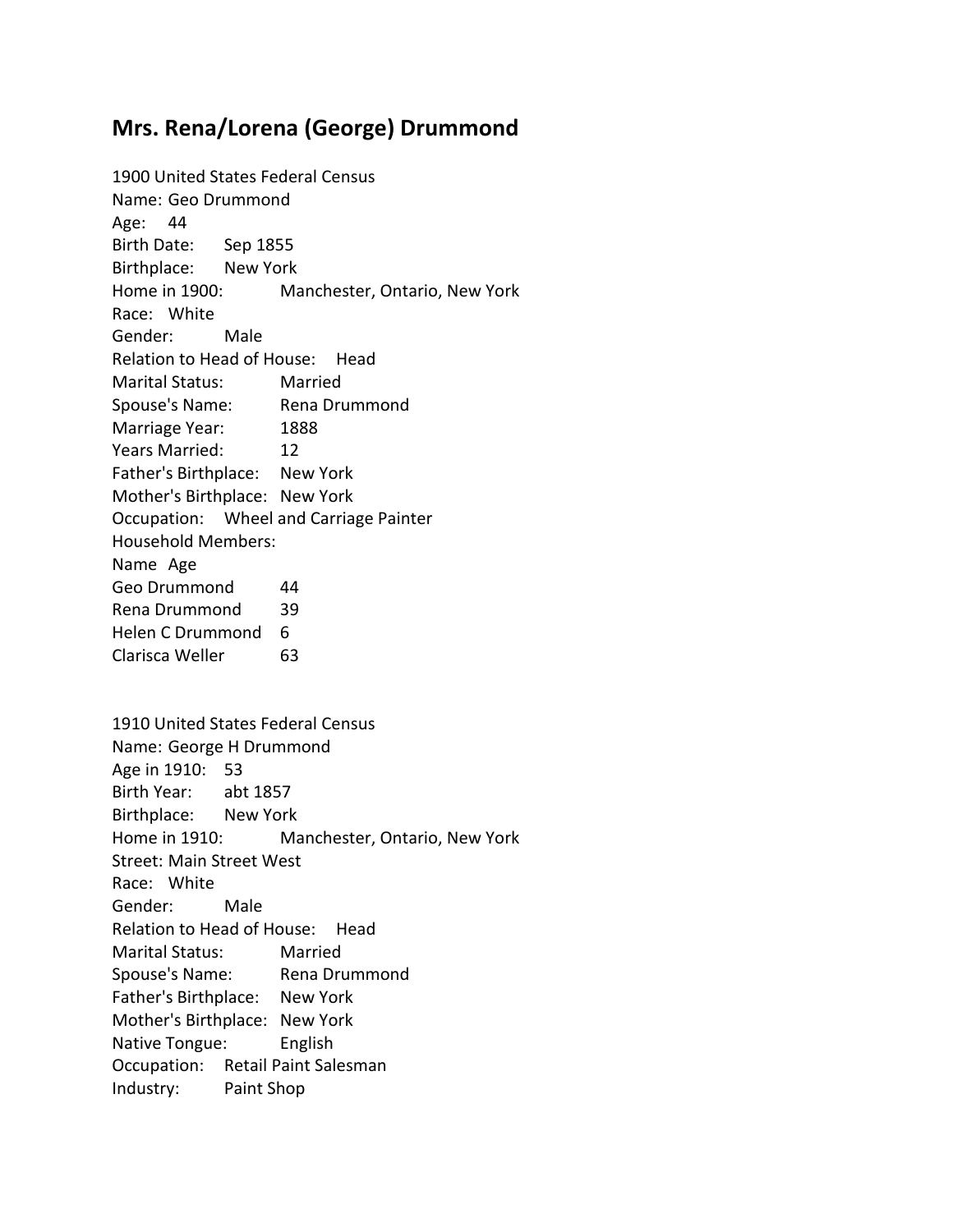## Mrs. Rena/Lorena (George) Drummond

1900 United States Federal Census
Name: Geo Drummond
Age: 44
Birth Date: Sep 1855
Birthplace: New York
Home in 1900: Manchester, Ontario, New York
Race: White
Gender: Male
Relation to Head of House: Head
Marital Status: Married
Spouse's Name: Rena Drummond
Marriage Year: 1888
Years Married: 12
Father's Birthplace: New York
Mother's Birthplace: New York
Occupation: Wheel and Carriage Painter
Household Members:

| Name | Age |
|---|---|
| Geo Drummond | 44 |
| Rena Drummond | 39 |
| Helen C Drummond | 6 |
| Clarisca Weller | 63 |

1910 United States Federal Census
Name: George H Drummond
Age in 1910: 53
Birth Year: abt 1857
Birthplace: New York
Home in 1910: Manchester, Ontario, New York
Street: Main Street West
Race: White
Gender: Male
Relation to Head of House: Head
Marital Status: Married
Spouse's Name: Rena Drummond
Father's Birthplace: New York
Mother's Birthplace: New York
Native Tongue: English
Occupation: Retail Paint Salesman
Industry: Paint Shop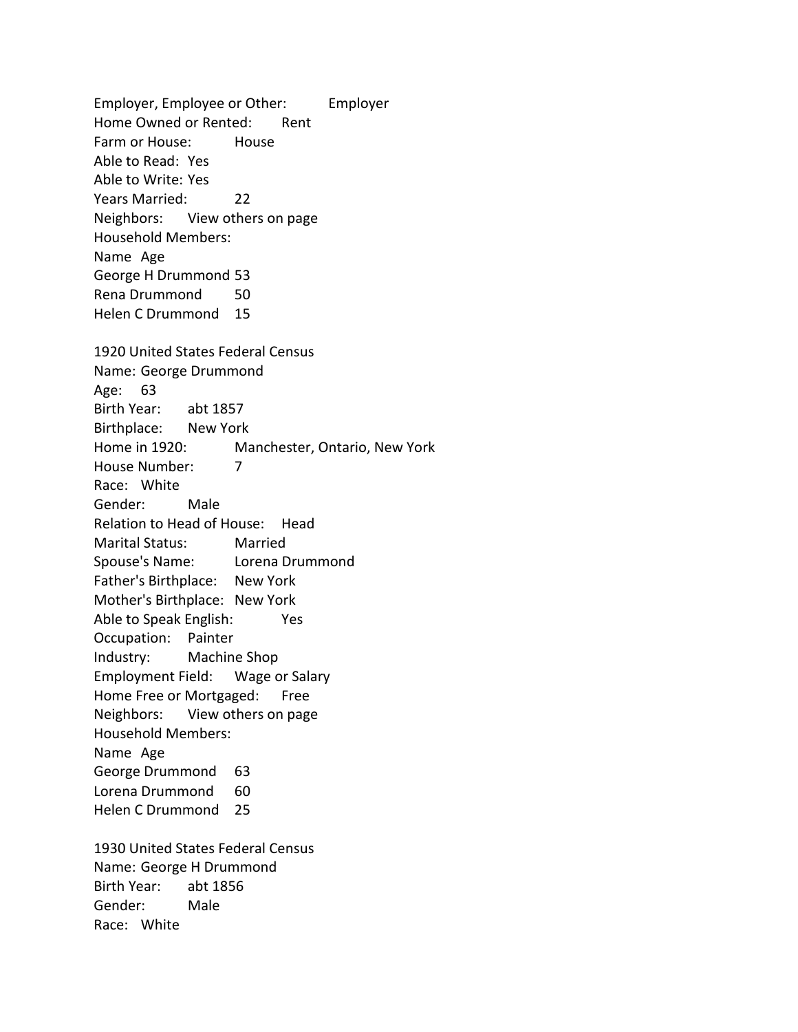Employer, Employee or Other: Employer
Home Owned or Rented: Rent
Farm or House: House
Able to Read: Yes
Able to Write: Yes
Years Married: 22
Neighbors: View others on page
Household Members:

| Name | Age |
|---|---|
| George H Drummond | 53 |
| Rena Drummond | 50 |
| Helen C Drummond | 15 |

1920 United States Federal Census
Name: George Drummond
Age: 63
Birth Year: abt 1857
Birthplace: New York
Home in 1920: Manchester, Ontario, New York
House Number: 7
Race: White
Gender: Male
Relation to Head of House: Head
Marital Status: Married
Spouse's Name: Lorena Drummond
Father's Birthplace: New York
Mother's Birthplace: New York
Able to Speak English: Yes
Occupation: Painter
Industry: Machine Shop
Employment Field: Wage or Salary
Home Free or Mortgaged: Free
Neighbors: View others on page
Household Members:

| Name | Age |
|---|---|
| George Drummond | 63 |
| Lorena Drummond | 60 |
| Helen C Drummond | 25 |

1930 United States Federal Census
Name: George H Drummond
Birth Year: abt 1856
Gender: Male
Race: White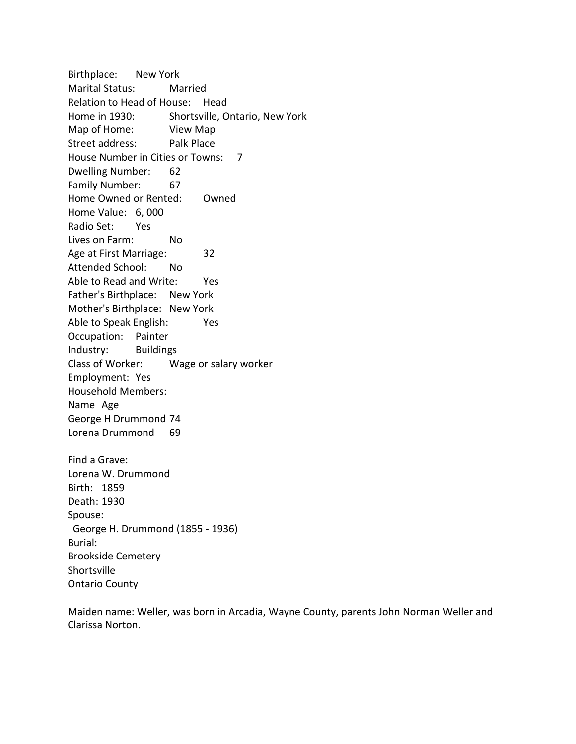Birthplace: New York
Marital Status: Married
Relation to Head of House: Head
Home in 1930: Shortsville, Ontario, New York
Map of Home: View Map
Street address: Palk Place
House Number in Cities or Towns: 7
Dwelling Number: 62
Family Number: 67
Home Owned or Rented: Owned
Home Value: 6, 000
Radio Set: Yes
Lives on Farm: No
Age at First Marriage: 32
Attended School: No
Able to Read and Write: Yes
Father's Birthplace: New York
Mother's Birthplace: New York
Able to Speak English: Yes
Occupation: Painter
Industry: Buildings
Class of Worker: Wage or salary worker
Employment: Yes
Household Members:

| Name | Age |
|---|---|
| George H Drummond | 74 |
| Lorena Drummond | 69 |

Find a Grave:
Lorena W. Drummond
Birth: 1859
Death: 1930
Spouse:
George H. Drummond (1855 - 1936)
Burial:
Brookside Cemetery
Shortsville
Ontario County

Maiden name: Weller, was born in Arcadia, Wayne County, parents John Norman Weller and Clarissa Norton.